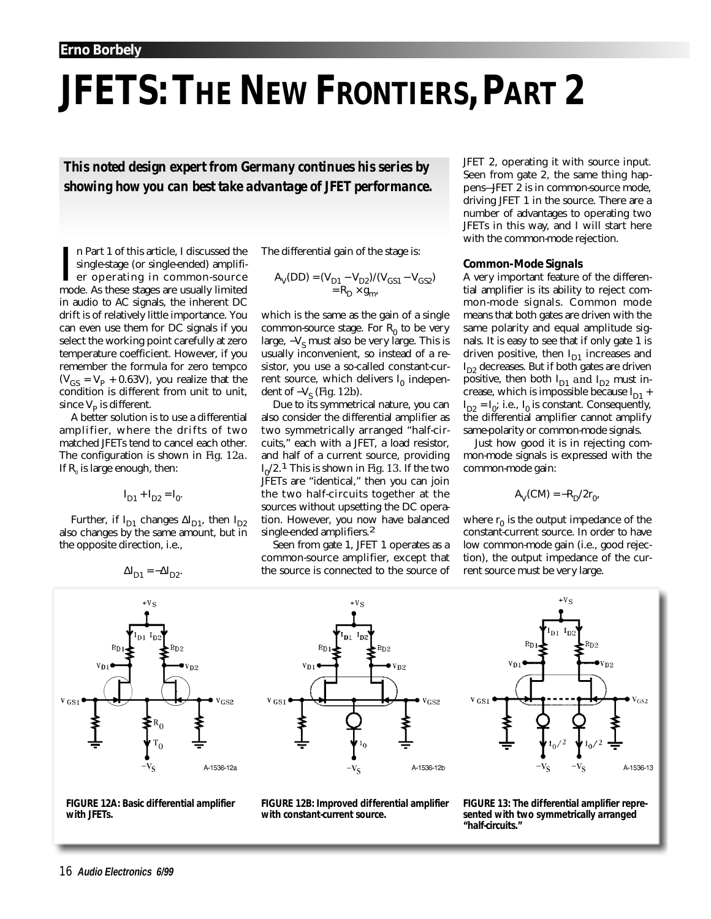# JFETS: THE NEW FRONTIERS, PART 2

Erno Borbely

***This noted design expert from Germany continues his series by showing how you can best take advantage of JFET performance.***

In Part 1 of this article, I discussed the single-stage (or single-ended) amplifier operating in common-source mode. As these stages are usually limited in audio to AC signals, the inherent DC drift is of relatively little importance. You can even use them for DC signals if you select the working point carefully at zero temperature coefficient. However, if you remember the formula for zero tempco ($V_{GS} = V_P + 0.63V$), you realize that the condition is different from unit to unit, since $V_P$ is different.

A better solution is to use a differential amplifier, where the drifts of two matched JFETs tend to cancel each other. The configuration is shown in Fig. 12a. If $R_0$ is large enough, then:

$$I_{D1} + I_{D2} = I_0.$$

Further, if $I_{D1}$ changes $\Delta I_{D1}$, then $I_{D2}$ also changes by the same amount, but in the opposite direction, i.e.,

$$\Delta I_{D1} = -\Delta I_{D2}.$$

The differential gain of the stage is:

$$A_V(DD) = (V_{D1} - V_{D2})/(V_{GS1} - V_{GS2}) = R_D \times g_m,$$

which is the same as the gain of a single common-source stage. For $R_0$ to be very large, $-V_S$ must also be very large. This is usually inconvenient, so instead of a resistor, you use a so-called constant-current source, which delivers $I_0$ independent of $-V_S$ (Fig. 12b).

Due to its symmetrical nature, you can also consider the differential amplifier as two symmetrically arranged "half-circuits," each with a JFET, a load resistor, and half of a current source, providing $I_0/2$.[1] This is shown in Fig. 13. If the two JFETs are "identical," then you can join the two half-circuits together at the sources without upsetting the DC operation. However, you now have balanced single-ended amplifiers.[2]

Seen from gate 1, JFET 1 operates as a common-source amplifier, except that the source is connected to the source of JFET 2, operating it with source input. Seen from gate 2, the same thing happens—JFET 2 is in common-source mode, driving JFET 1 in the source. There are a number of advantages to operating two JFETs in this way, and I will start here with the common-mode rejection.

### Common-Mode Signals

A very important feature of the differential amplifier is its ability to reject common-mode signals. Common mode means that both gates are driven with the same polarity and equal amplitude signals. It is easy to see that if only gate 1 is driven positive, then $I_{D1}$ increases and $I_{D2}$ decreases. But if both gates are driven positive, then both $I_{D1}$ and $I_{D2}$ must increase, which is impossible because $I_{D1} + I_{D2} = I_0$; i.e., $I_0$ is constant. Consequently, the differential amplifier cannot amplify same-polarity or common-mode signals.

Just how good it is in rejecting common-mode signals is expressed with the common-mode gain:

$$A_V(CM) = -R_D/2r_0,$$

where $r_0$ is the output impedance of the constant-current source. In order to have low common-mode gain (i.e., good rejection), the output impedance of the current source must be very large.

**FIGURE 12A: Basic differential amplifier with JFETs.**

**FIGURE 12B: Improved differential amplifier with constant-current source.**

**FIGURE 13: The differential amplifier represented with two symmetrically arranged "half-circuits."**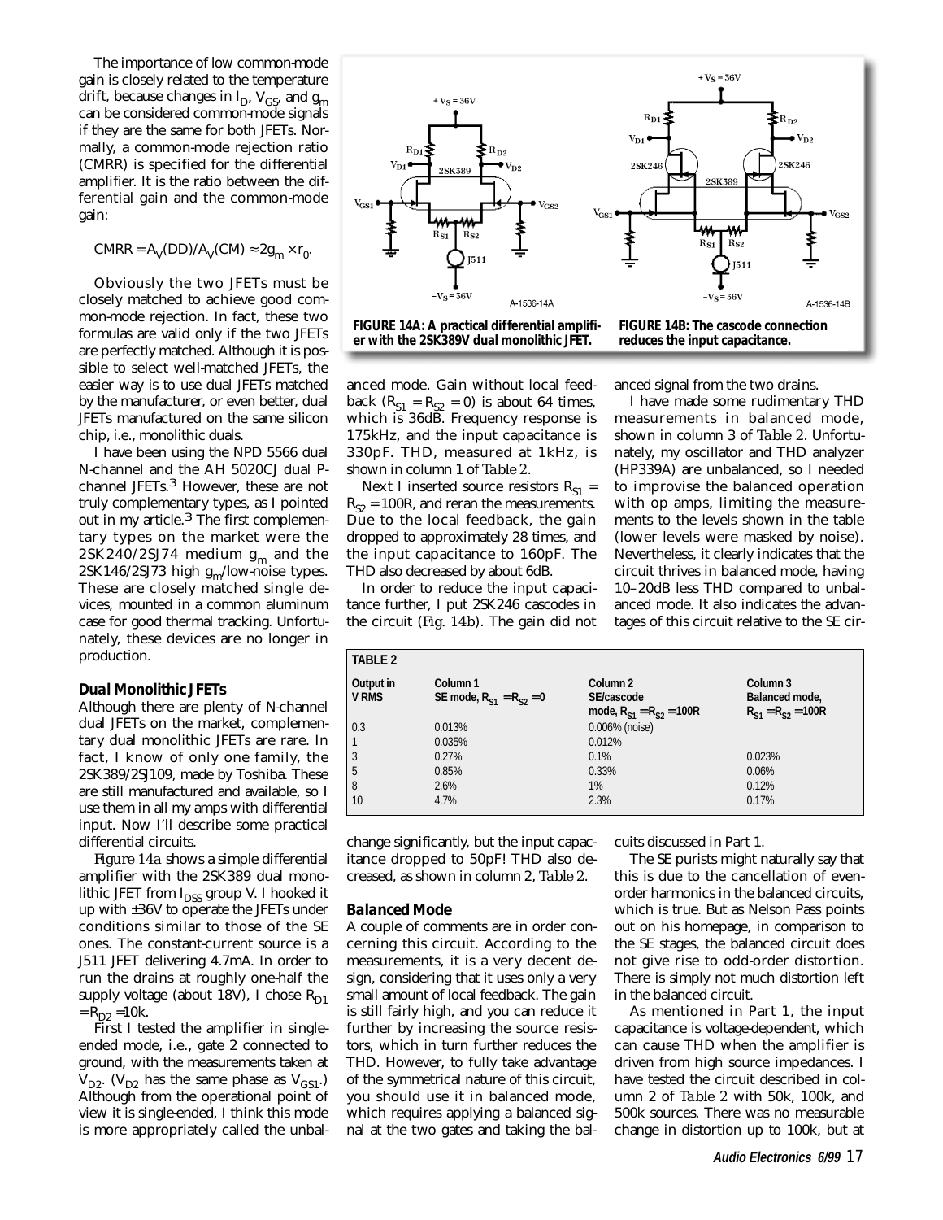The importance of low common-mode gain is closely related to the temperature drift, because changes in $I_D$, $V_{GS}$, and $g_m$ can be considered common-mode signals if they are the same for both JFETs. Normally, a common-mode rejection ratio (CMRR) is specified for the differential amplifier. It is the ratio between the differential gain and the common-mode gain:

$$CMRR = A_V(DD)/A_V(CM) \approx 2g_m \times r_0.$$

Obviously the two JFETs must be closely matched to achieve good common-mode rejection. In fact, these two formulas are valid only if the two JFETs are perfectly matched. Although it is possible to select well-matched JFETs, the easier way is to use dual JFETs matched by the manufacturer, or even better, dual JFETs manufactured on the same silicon chip, i.e., monolithic duals.

I have been using the NPD 5566 dual N-channel and the AH 5020CJ dual P-channel JFETs.[3] However, these are not truly complementary types, as I pointed out in my article.[3] The first complementary types on the market were the 2SK240/2SJ74 medium $g_m$ and the 2SK146/2SJ73 high $g_m$/low-noise types. These are closely matched single devices, mounted in a common aluminum case for good thermal tracking. Unfortunately, these devices are no longer in production.

### Dual Monolithic JFETs

Although there are plenty of N-channel dual JFETs on the market, complementary dual monolithic JFETs are rare. In fact, I know of only one family, the 2SK389/2SJ109, made by Toshiba. These are still manufactured and available, so I use them in all my amps with differential input. Now I'll describe some practical differential circuits.

Figure 14a shows a simple differential amplifier with the 2SK389 dual monolithic JFET from $I_{DSS}$ group V. I hooked it up with ±36V to operate the JFETs under conditions similar to those of the SE ones. The constant-current source is a J511 JFET delivering 4.7mA. In order to run the drains at roughly one-half the supply voltage (about 18V), I chose $R_{D1} = R_{D2} = 10k$.

First I tested the amplifier in single-ended mode, i.e., gate 2 connected to ground, with the measurements taken at $V_{D2}$. ($V_{D2}$ has the same phase as $V_{GS1}$.) Although from the operational point of view it is single-ended, I think this mode is more appropriately called the unbalanced mode. Gain without local feedback ($R_{S1} = R_{S2} = 0$) is about 64 times, which is 36dB. Frequency response is 175kHz, and the input capacitance is 330pF. THD, measured at 1kHz, is shown in column 1 of Table 2.

Next I inserted source resistors $R_{S1} = R_{S2} = 100R$, and reran the measurements. Due to the local feedback, the gain dropped to approximately 28 times, and the input capacitance to 160pF. The THD also decreased by about 6dB.

In order to reduce the input capacitance further, I put 2SK246 cascodes in the circuit (Fig. 14b). The gain did not change significantly, but the input capacitance dropped to 50pF! THD also decreased, as shown in column 2, Table 2.

**FIGURE 14A: A practical differential amplifier with the 2SK389V dual monolithic JFET.**

**FIGURE 14B: The cascode connection reduces the input capacitance.**

**TABLE 2**

| Output in V RMS | Column 1 SE mode, $R_{S1} = R_{S2} = 0$ | Column 2 SE/cascode mode, $R_{S1} = R_{S2} = 100R$ | Column 3 Balanced mode, $R_{S1} = R_{S2} = 100R$ |
|---|---|---|---|
| 0.3 | 0.013% | 0.006% (noise) | |
| 1 | 0.035% | 0.012% | |
| 3 | 0.27% | 0.1% | 0.023% |
| 5 | 0.85% | 0.33% | 0.06% |
| 8 | 2.6% | 1% | 0.12% |
| 10 | 4.7% | 2.3% | 0.17% |

### Balanced Mode

A couple of comments are in order concerning this circuit. According to the measurements, it is a very decent design, considering that it uses only a very small amount of local feedback. The gain is still fairly high, and you can reduce it further by increasing the source resistors, which in turn further reduces the THD. However, to fully take advantage of the symmetrical nature of this circuit, you should use it in balanced mode, which requires applying a balanced signal at the two gates and taking the balanced signal from the two drains.

I have made some rudimentary THD measurements in balanced mode, shown in column 3 of Table 2. Unfortunately, my oscillator and THD analyzer (HP339A) are unbalanced, so I needed to improvise the balanced operation with op amps, limiting the measurements to the levels shown in the table (lower levels were masked by noise). Nevertheless, it clearly indicates that the circuit thrives in balanced mode, having 10–20dB less THD compared to unbalanced mode. It also indicates the advantages of this circuit relative to the SE circuits discussed in Part 1.

The SE purists might naturally say that this is due to the cancellation of even-order harmonics in the balanced circuits, which is true. But as Nelson Pass points out on his homepage, in comparison to the SE stages, the balanced circuit does not give rise to odd-order distortion. There is simply not much distortion left in the balanced circuit.

As mentioned in Part 1, the input capacitance is voltage-dependent, which can cause THD when the amplifier is driven from high source impedances. I have tested the circuit described in column 2 of Table 2 with 50k, 100k, and 500k sources. There was no measurable change in distortion up to 100k, but at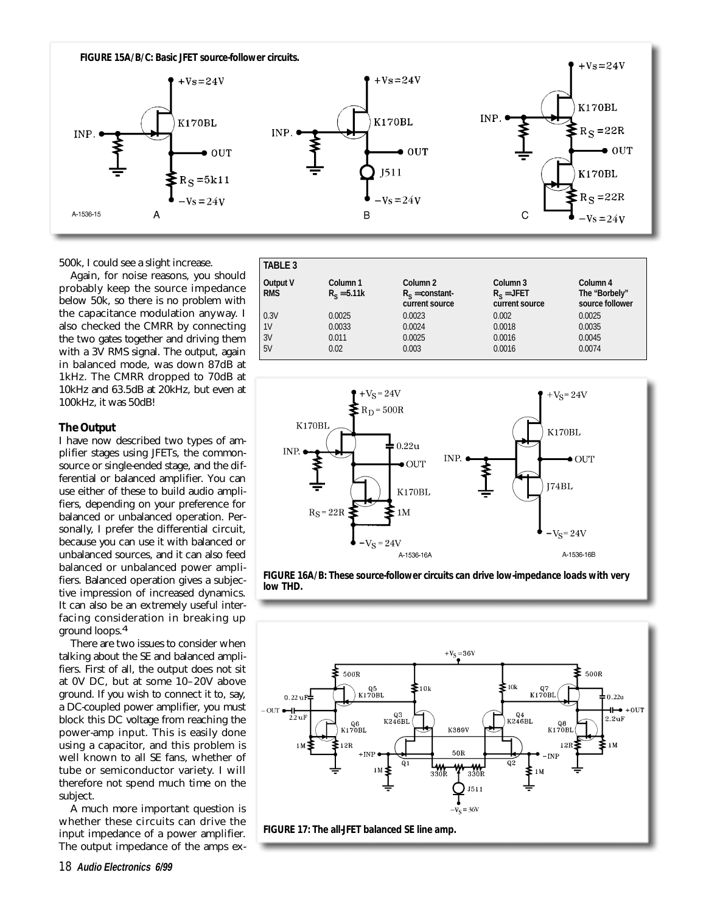**FIGURE 15A/B/C: Basic JFET source-follower circuits.**

500k, I could see a slight increase.

Again, for noise reasons, you should probably keep the source impedance below 50k, so there is no problem with the capacitance modulation anyway. I also checked the CMRR by connecting the two gates together and driving them with a 3V RMS signal. The output, again in balanced mode, was down 87dB at 1kHz. The CMRR dropped to 70dB at 10kHz and 63.5dB at 20kHz, but even at 100kHz, it was 50dB!

### The Output

I have now described two types of amplifier stages using JFETs, the common-source or single-ended stage, and the differential or balanced amplifier. You can use either of these to build audio amplifiers, depending on your preference for balanced or unbalanced operation. Personally, I prefer the differential circuit, because you can use it with balanced or unbalanced sources, and it can also feed balanced or unbalanced power amplifiers. Balanced operation gives a subjective impression of increased dynamics. It can also be an extremely useful interfacing consideration in breaking up ground loops.[4]

There are two issues to consider when talking about the SE and balanced amplifiers. First of all, the output does not sit at 0V DC, but at some 10–20V above ground. If you wish to connect it to, say, a DC-coupled power amplifier, you must block this DC voltage from reaching the power-amp input. This is easily done using a capacitor, and this problem is well known to all SE fans, whether of tube or semiconductor variety. I will therefore not spend much time on the subject.

A much more important question is whether these circuits can drive the input impedance of a power amplifier. The output impedance of the amps ex-

**TABLE 3**

| Output V RMS | Column 1 $R_S$ = 5.11k | Column 2 $R_S$ = constant-current source | Column 3 $R_S$ = JFET current source | Column 4 The "Borbely" source follower |
|---|---|---|---|---|
| 0.3V | 0.0025 | 0.0023 | 0.002 | 0.0025 |
| 1V | 0.0033 | 0.0024 | 0.0018 | 0.0035 |
| 3V | 0.011 | 0.0025 | 0.0016 | 0.0045 |
| 5V | 0.02 | 0.003 | 0.0016 | 0.0074 |

**FIGURE 16A/B: These source-follower circuits can drive low-impedance loads with very low THD.**

**FIGURE 17: The all-JFET balanced SE line amp.**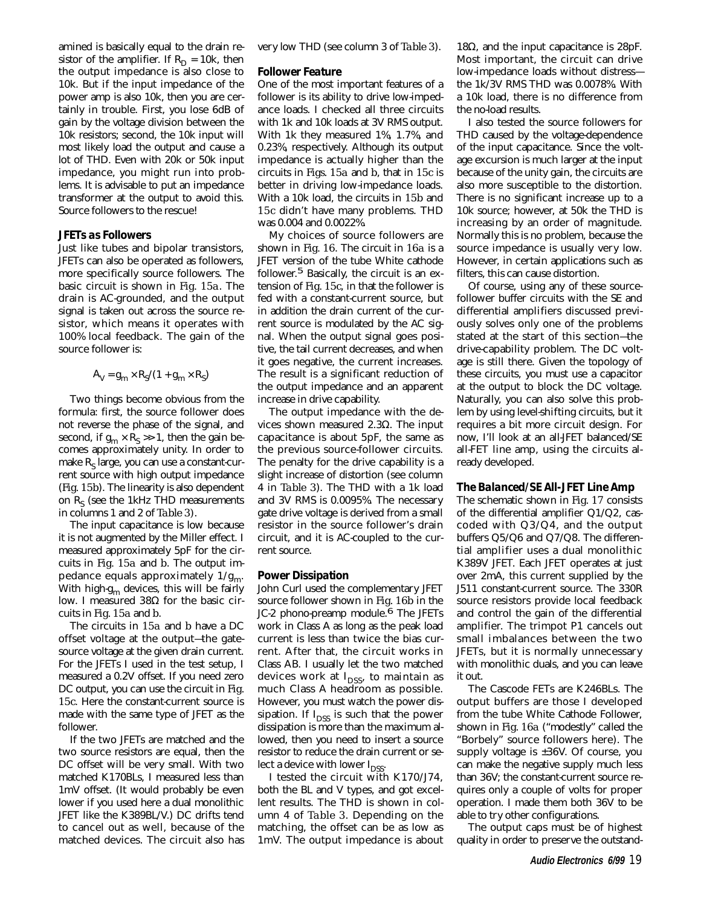amined is basically equal to the drain resistor of the amplifier. If $R_D$ = 10k, then the output impedance is also close to 10k. But if the input impedance of the power amp is also 10k, then you are certainly in trouble. First, you lose 6dB of gain by the voltage division between the 10k resistors; second, the 10k input will most likely load the output and cause a lot of THD. Even with 20k or 50k input impedance, you might run into problems. It is advisable to put an impedance transformer at the output to avoid this. Source followers to the rescue!

### JFETs as Followers

Just like tubes and bipolar transistors, JFETs can also be operated as followers, more specifically source followers. The basic circuit is shown in Fig. 15a. The drain is AC-grounded, and the output signal is taken out across the source resistor, which means it operates with 100% local feedback. The gain of the source follower is:

$$A_V = g_m \times R_S/(1 + g_m \times R_S)$$

Two things become obvious from the formula: first, the source follower does not reverse the phase of the signal, and second, if $g_m \times R_S >> 1$, then the gain becomes approximately unity. In order to make $R_S$ large, you can use a constant-current source with high output impedance (Fig. 15b). The linearity is also dependent on $R_S$ (see the 1kHz THD measurements in columns 1 and 2 of Table 3).

The input capacitance is low because it is not augmented by the Miller effect. I measured approximately 5pF for the circuits in Fig. 15a and b. The output impedance equals approximately $1/g_m$. With high-$g_m$ devices, this will be fairly low. I measured 38Ω for the basic circuits in Fig. 15a and b.

The circuits in 15a and b have a DC offset voltage at the output—the gate-source voltage at the given drain current. For the JFETs I used in the test setup, I measured a 0.2V offset. If you need zero DC output, you can use the circuit in Fig. 15c. Here the constant-current source is made with the same type of JFET as the follower.

If the two JFETs are matched and the two source resistors are equal, then the DC offset will be very small. With two matched K170BLs, I measured less than 1mV offset. (It would probably be even lower if you used here a dual monolithic JFET like the K389BL/V.) DC drifts tend to cancel out as well, because of the matched devices. The circuit also has very low THD (see column 3 of Table 3).

### Follower Feature

One of the most important features of a follower is its ability to drive low-impedance loads. I checked all three circuits with 1k and 10k loads at 3V RMS output. With 1k they measured 1%, 1.7%, and 0.23%, respectively. Although its output impedance is actually higher than the circuits in Figs. 15a and b, that in 15c is better in driving low-impedance loads. With a 10k load, the circuits in 15b and 15c didn't have many problems. THD was 0.004 and 0.0022%.

My choices of source followers are shown in Fig. 16. The circuit in 16a is a JFET version of the tube White cathode follower.[5] Basically, the circuit is an extension of Fig. 15c, in that the follower is fed with a constant-current source, but in addition the drain current of the current source is modulated by the AC signal. When the output signal goes positive, the tail current decreases, and when it goes negative, the current increases. The result is a significant reduction of the output impedance and an apparent increase in drive capability.

The output impedance with the devices shown measured 2.3Ω. The input capacitance is about 5pF, the same as the previous source-follower circuits. The penalty for the drive capability is a slight increase of distortion (see column 4 in Table 3). The THD with a 1k load and 3V RMS is 0.0095%. The necessary gate drive voltage is derived from a small resistor in the source follower's drain circuit, and it is AC-coupled to the current source.

### Power Dissipation

John Curl used the complementary JFET source follower shown in Fig. 16b in the JC-2 phono-preamp module.[6] The JFETs work in Class A as long as the peak load current is less than twice the bias current. After that, the circuit works in Class AB. I usually let the two matched devices work at $I_{DSS}$, to maintain as much Class A headroom as possible. However, you must watch the power dissipation. If $I_{DSS}$ is such that the power dissipation is more than the maximum allowed, then you need to insert a source resistor to reduce the drain current or select a device with lower $I_{DSS}$.

I tested the circuit with K170/J74, both the BL and V types, and got excellent results. The THD is shown in column 4 of Table 3. Depending on the matching, the offset can be as low as 1mV. The output impedance is about 18Ω, and the input capacitance is 28pF. Most important, the circuit can drive low-impedance loads without distress—the 1k/3V RMS THD was 0.0078%. With a 10k load, there is no difference from the no-load results.

I also tested the source followers for THD caused by the voltage-dependence of the input capacitance. Since the voltage excursion is much larger at the input because of the unity gain, the circuits are also more susceptible to the distortion. There is no significant increase up to a 10k source; however, at 50k the THD is increasing by an order of magnitude. Normally this is no problem, because the source impedance is usually very low. However, in certain applications such as filters, this can cause distortion.

Of course, using any of these source-follower buffer circuits with the SE and differential amplifiers discussed previously solves only one of the problems stated at the start of this section—the drive-capability problem. The DC voltage is still there. Given the topology of these circuits, you must use a capacitor at the output to block the DC voltage. Naturally, you can also solve this problem by using level-shifting circuits, but it requires a bit more circuit design. For now, I'll look at an all-JFET balanced/SE all-FET line amp, using the circuits already developed.

### The Balanced/SE All-JFET Line Amp

The schematic shown in Fig. 17 consists of the differential amplifier Q1/Q2, cascoded with Q3/Q4, and the output buffers Q5/Q6 and Q7/Q8. The differential amplifier uses a dual monolithic K389V JFET. Each JFET operates at just over 2mA, this current supplied by the J511 constant-current source. The 330R source resistors provide local feedback and control the gain of the differential amplifier. The trimpot P1 cancels out small imbalances between the two JFETs, but it is normally unnecessary with monolithic duals, and you can leave it out.

The Cascode FETs are K246BLs. The output buffers are those I developed from the tube White Cathode Follower, shown in Fig. 16a ("modestly" called the "Borbely" source followers here). The supply voltage is ±36V. Of course, you can make the negative supply much less than 36V; the constant-current source requires only a couple of volts for proper operation. I made them both 36V to be able to try other configurations.

The output caps must be of highest quality in order to preserve the outstand-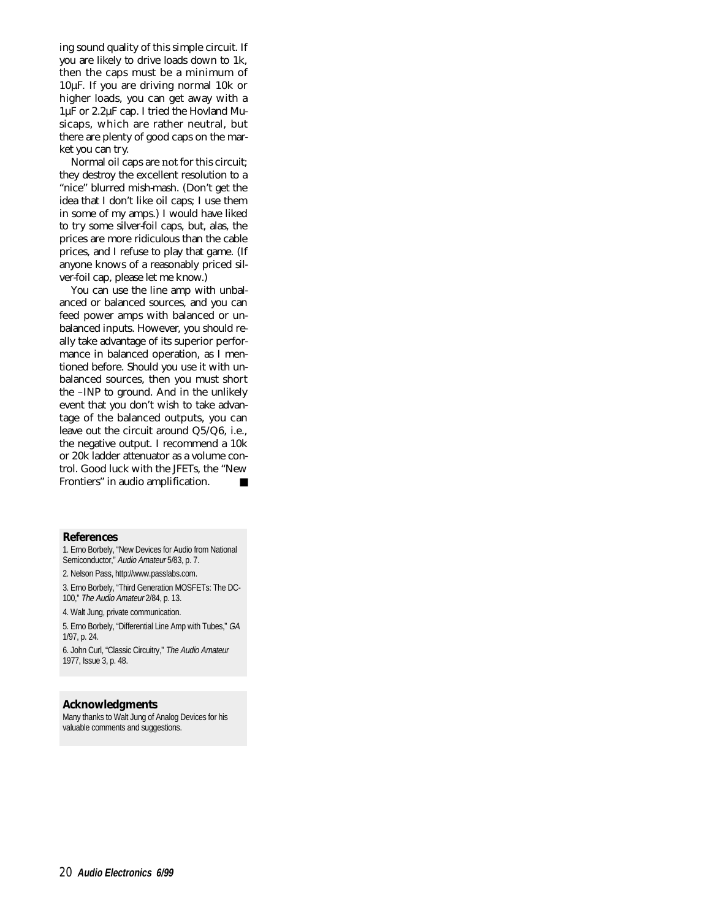ing sound quality of this simple circuit. If you are likely to drive loads down to 1k, then the caps must be a minimum of 10µF. If you are driving normal 10k or higher loads, you can get away with a 1µF or 2.2µF cap. I tried the Hovland Musicaps, which are rather neutral, but there are plenty of good caps on the market you can try.

Normal oil caps are not for this circuit; they destroy the excellent resolution to a "nice" blurred mish-mash. (Don't get the idea that I don't like oil caps; I use them in some of my amps.) I would have liked to try some silver-foil caps, but, alas, the prices are more ridiculous than the cable prices, and I refuse to play that game. (If anyone knows of a reasonably priced silver-foil cap, please let me know.)

You can use the line amp with unbalanced or balanced sources, and you can feed power amps with balanced or unbalanced inputs. However, you should really take advantage of its superior performance in balanced operation, as I mentioned before. Should you use it with unbalanced sources, then you must short the –INP to ground. And in the unlikely event that you don't wish to take advantage of the balanced outputs, you can leave out the circuit around Q5/Q6, i.e., the negative output. I recommend a 10k or 20k ladder attenuator as a volume control. Good luck with the JFETs, the "New Frontiers" in audio amplification. ■

### References

1. Erno Borbely, "New Devices for Audio from National Semiconductor," *Audio Amateur* 5/83, p. 7.

2. Nelson Pass, http://www.passlabs.com.

3. Erno Borbely, "Third Generation MOSFETs: The DC-100," *The Audio Amateur* 2/84, p. 13.

4. Walt Jung, private communication.

5. Erno Borbely, "Differential Line Amp with Tubes," *GA* 1/97, p. 24.

6. John Curl, "Classic Circuitry," *The Audio Amateur* 1977, Issue 3, p. 48.

### Acknowledgments

Many thanks to Walt Jung of Analog Devices for his valuable comments and suggestions.